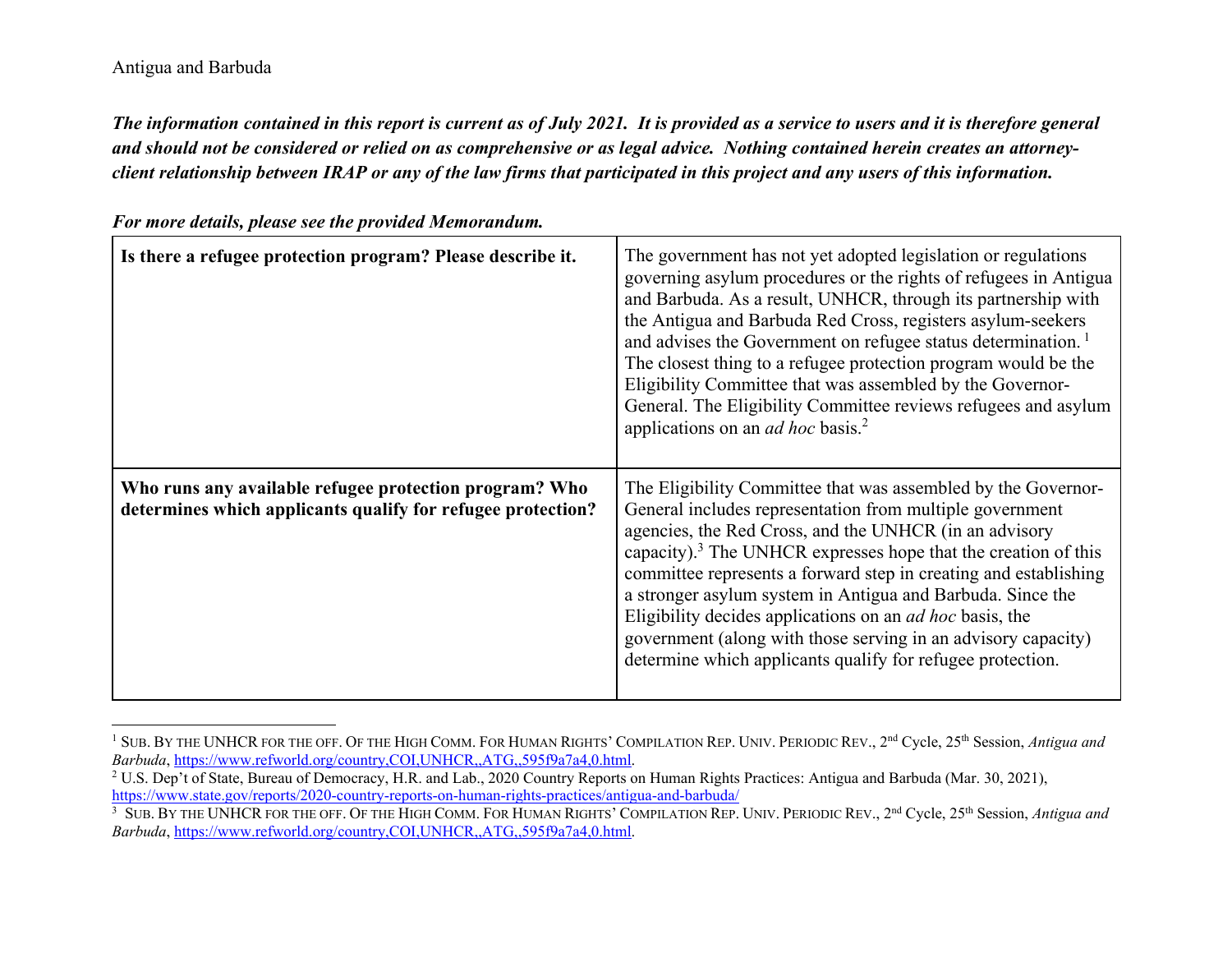Antigua and Barbuda

***The information contained in this report is current as of July 2021. It is provided as a service to users and it is therefore general and should not be considered or relied on as comprehensive or as legal advice. Nothing contained herein creates an attorney-client relationship between IRAP or any of the law firms that participated in this project and any users of this information.***

***For more details, please see the provided Memorandum.***

| **Is there a refugee protection program? Please describe it.** | The government has not yet adopted legislation or regulations governing asylum procedures or the rights of refugees in Antigua and Barbuda. As a result, UNHCR, through its partnership with the Antigua and Barbuda Red Cross, registers asylum-seekers and advises the Government on refugee status determination. [1] The closest thing to a refugee protection program would be the Eligibility Committee that was assembled by the Governor-General. The Eligibility Committee reviews refugees and asylum applications on an *ad hoc* basis.[2] |
|---|---|
| **Who runs any available refugee protection program? Who determines which applicants qualify for refugee protection?** | The Eligibility Committee that was assembled by the Governor-General includes representation from multiple government agencies, the Red Cross, and the UNHCR (in an advisory capacity).[3] The UNHCR expresses hope that the creation of this committee represents a forward step in creating and establishing a stronger asylum system in Antigua and Barbuda. Since the Eligibility decides applications on an *ad hoc* basis, the government (along with those serving in an advisory capacity) determine which applicants qualify for refugee protection. |

[1] SUB. BY THE UNHCR FOR THE OFF. OF THE HIGH COMM. FOR HUMAN RIGHTS' COMPILATION REP. UNIV. PERIODIC REV., 2nd Cycle, 25th Session, *Antigua and Barbuda*, https://www.refworld.org/country,COI,UNHCR,,ATG,,595f9a7a4,0.html.

[2] U.S. Dep't of State, Bureau of Democracy, H.R. and Lab., 2020 Country Reports on Human Rights Practices: Antigua and Barbuda (Mar. 30, 2021), https://www.state.gov/reports/2020-country-reports-on-human-rights-practices/antigua-and-barbuda/

[3] SUB. BY THE UNHCR FOR THE OFF. OF THE HIGH COMM. FOR HUMAN RIGHTS' COMPILATION REP. UNIV. PERIODIC REV., 2nd Cycle, 25th Session, *Antigua and Barbuda*, https://www.refworld.org/country,COI,UNHCR,,ATG,,595f9a7a4,0.html.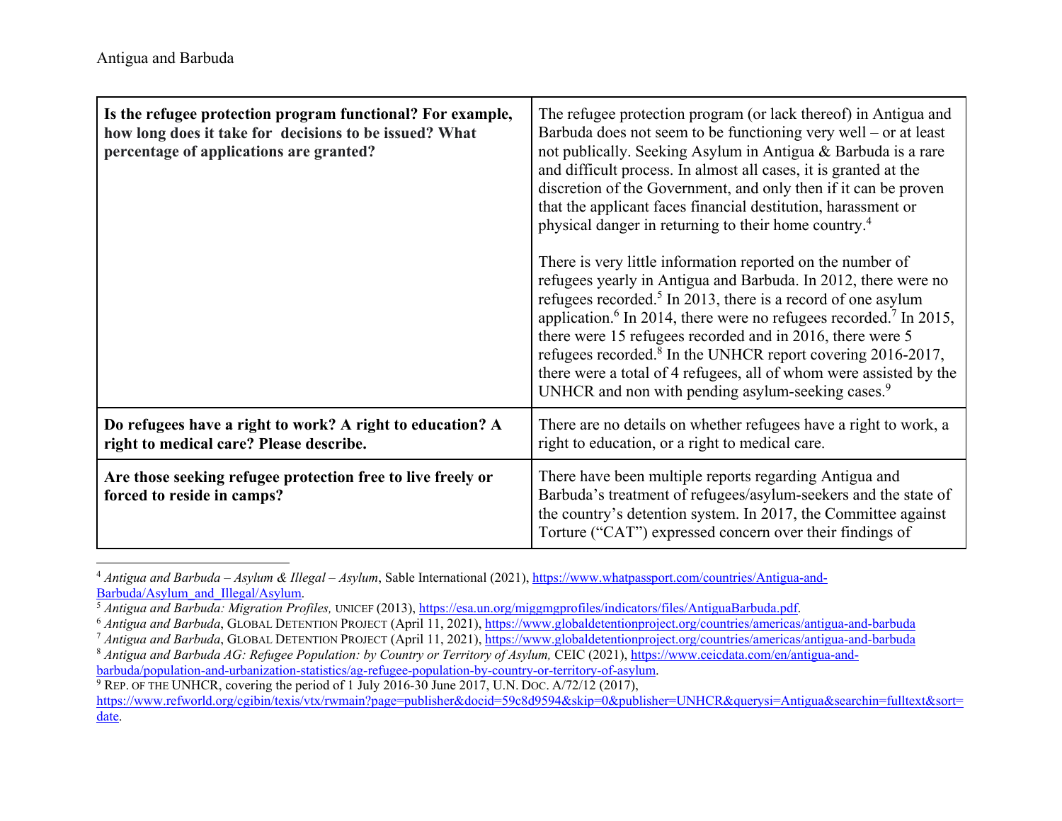Antigua and Barbuda

| Is the refugee protection program functional? For example, how long does it take for decisions to be issued? What percentage of applications are granted? | The refugee protection program (or lack thereof) in Antigua and Barbuda does not seem to be functioning very well – or at least not publically. Seeking Asylum in Antigua & Barbuda is a rare and difficult process. In almost all cases, it is granted at the discretion of the Government, and only then if it can be proven that the applicant faces financial destitution, harassment or physical danger in returning to their home country.[4]<br><br>There is very little information reported on the number of refugees yearly in Antigua and Barbuda. In 2012, there were no refugees recorded.[5] In 2013, there is a record of one asylum application.[6] In 2014, there were no refugees recorded.[7] In 2015, there were 15 refugees recorded and in 2016, there were 5 refugees recorded.[8] In the UNHCR report covering 2016-2017, there were a total of 4 refugees, all of whom were assisted by the UNHCR and non with pending asylum-seeking cases.[9] |
|---|---|
| **Do refugees have a right to work? A right to education? A right to medical care? Please describe.** | There are no details on whether refugees have a right to work, a right to education, or a right to medical care. |
| **Are those seeking refugee protection free to live freely or forced to reside in camps?** | There have been multiple reports regarding Antigua and Barbuda's treatment of refugees/asylum-seekers and the state of the country's detention system. In 2017, the Committee against Torture ("CAT") expressed concern over their findings of |

---

[4] *Antigua and Barbuda – Asylum & Illegal – Asylum*, Sable International (2021), https://www.whatpassport.com/countries/Antigua-and-Barbuda/Asylum_and_Illegal/Asylum.

[5] *Antigua and Barbuda: Migration Profiles,* UNICEF (2013), https://esa.un.org/miggmgprofiles/indicators/files/AntiguaBarbuda.pdf.

[6] *Antigua and Barbuda*, GLOBAL DETENTION PROJECT (April 11, 2021), https://www.globaldetentionproject.org/countries/americas/antigua-and-barbuda

[7] *Antigua and Barbuda*, GLOBAL DETENTION PROJECT (April 11, 2021), https://www.globaldetentionproject.org/countries/americas/antigua-and-barbuda

[8] *Antigua and Barbuda AG: Refugee Population: by Country or Territory of Asylum,* CEIC (2021), https://www.ceicdata.com/en/antigua-and-barbuda/population-and-urbanization-statistics/ag-refugee-population-by-country-or-territory-of-asylum.

[9] REP. OF THE UNHCR, covering the period of 1 July 2016-30 June 2017, U.N. DOC. A/72/12 (2017), https://www.refworld.org/cgibin/texis/vtx/rwmain?page=publisher&docid=59c8d9594&skip=0&publisher=UNHCR&querysi=Antigua&searchin=fulltext&sort=date.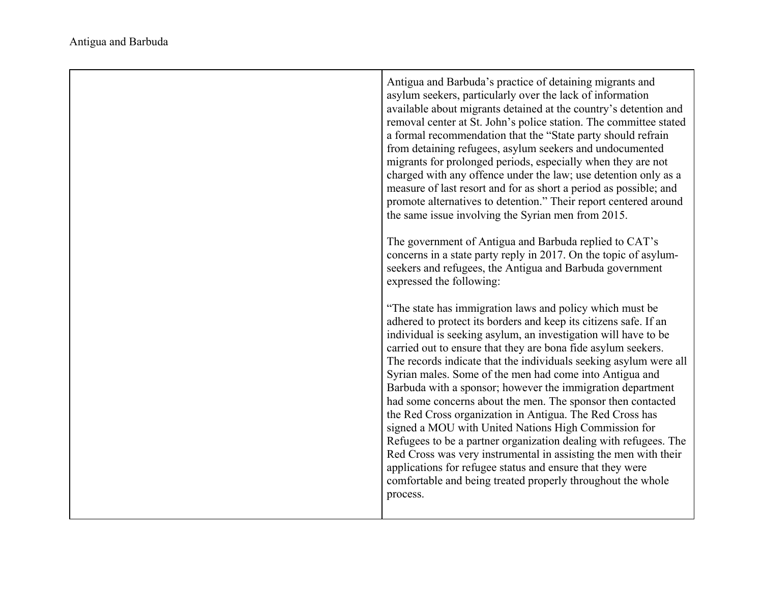| | |
|---|---|
| | Antigua and Barbuda's practice of detaining migrants and asylum seekers, particularly over the lack of information available about migrants detained at the country's detention and removal center at St. John's police station. The committee stated a formal recommendation that the "State party should refrain from detaining refugees, asylum seekers and undocumented migrants for prolonged periods, especially when they are not charged with any offence under the law; use detention only as a measure of last resort and for as short a period as possible; and promote alternatives to detention." Their report centered around the same issue involving the Syrian men from 2015.<br><br>The government of Antigua and Barbuda replied to CAT's concerns in a state party reply in 2017. On the topic of asylum-seekers and refugees, the Antigua and Barbuda government expressed the following:<br><br>"The state has immigration laws and policy which must be adhered to protect its borders and keep its citizens safe. If an individual is seeking asylum, an investigation will have to be carried out to ensure that they are bona fide asylum seekers. The records indicate that the individuals seeking asylum were all Syrian males. Some of the men had come into Antigua and Barbuda with a sponsor; however the immigration department had some concerns about the men. The sponsor then contacted the Red Cross organization in Antigua. The Red Cross has signed a MOU with United Nations High Commission for Refugees to be a partner organization dealing with refugees. The Red Cross was very instrumental in assisting the men with their applications for refugee status and ensure that they were comfortable and being treated properly throughout the whole process. |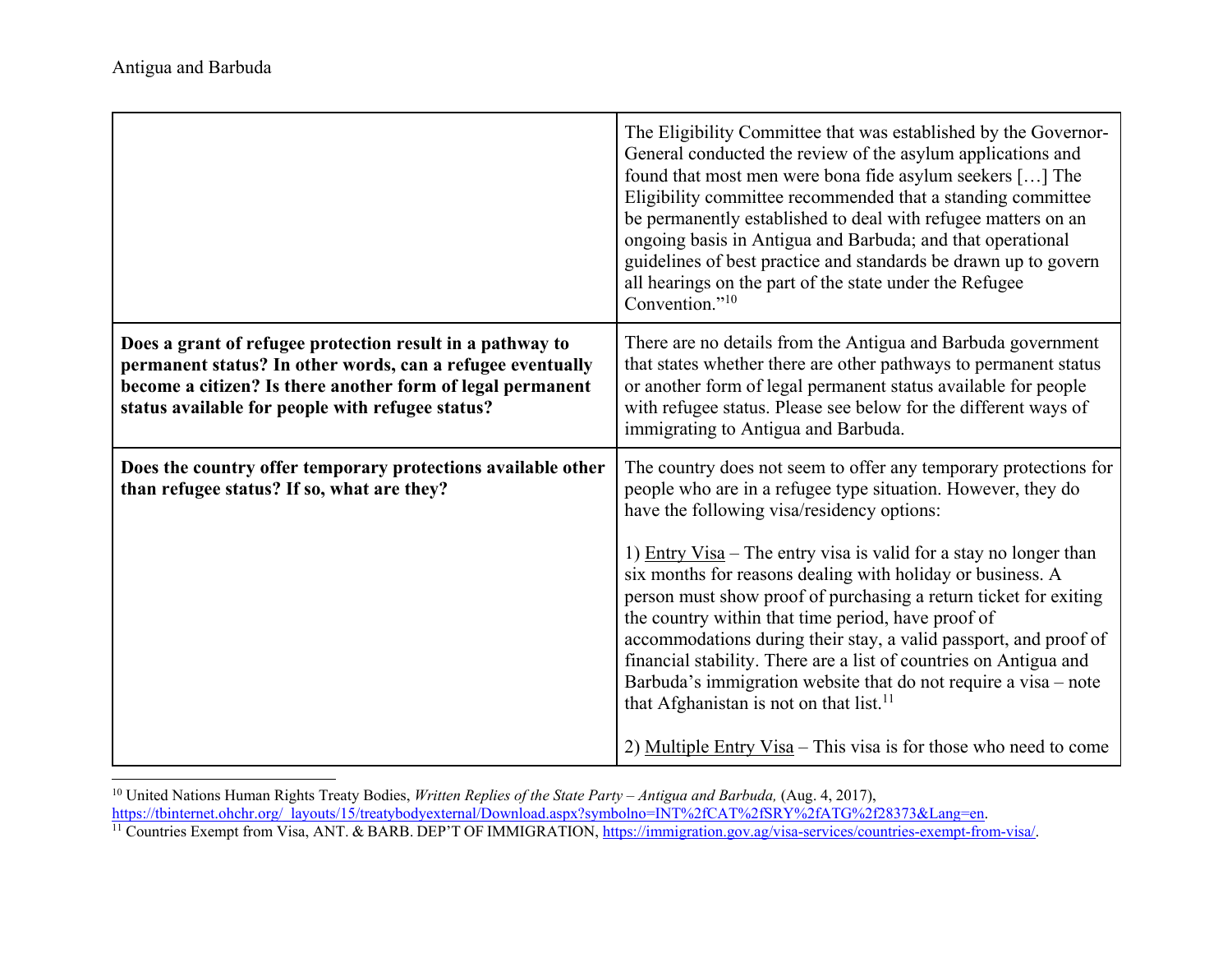| | |
|---|---|
| | The Eligibility Committee that was established by the Governor-General conducted the review of the asylum applications and found that most men were bona fide asylum seekers […] The Eligibility committee recommended that a standing committee be permanently established to deal with refugee matters on an ongoing basis in Antigua and Barbuda; and that operational guidelines of best practice and standards be drawn up to govern all hearings on the part of the state under the Refugee Convention."[10] |
| **Does a grant of refugee protection result in a pathway to permanent status? In other words, can a refugee eventually become a citizen? Is there another form of legal permanent status available for people with refugee status?** | There are no details from the Antigua and Barbuda government that states whether there are other pathways to permanent status or another form of legal permanent status available for people with refugee status. Please see below for the different ways of immigrating to Antigua and Barbuda. |
| **Does the country offer temporary protections available other than refugee status? If so, what are they?** | The country does not seem to offer any temporary protections for people who are in a refugee type situation. However, they do have the following visa/residency options:<br><br>1) Entry Visa – The entry visa is valid for a stay no longer than six months for reasons dealing with holiday or business. A person must show proof of purchasing a return ticket for exiting the country within that time period, have proof of accommodations during their stay, a valid passport, and proof of financial stability. There are a list of countries on Antigua and Barbuda's immigration website that do not require a visa – note that Afghanistan is not on that list.[11]<br><br>2) Multiple Entry Visa – This visa is for those who need to come |

[10] United Nations Human Rights Treaty Bodies, *Written Replies of the State Party – Antigua and Barbuda,* (Aug. 4, 2017), https://tbinternet.ohchr.org/_layouts/15/treatybodyexternal/Download.aspx?symbolno=INT%2fCAT%2fSRY%2fATG%2f28373&Lang=en.

[11] Countries Exempt from Visa, ANT. & BARB. DEP'T OF IMMIGRATION, https://immigration.gov.ag/visa-services/countries-exempt-from-visa/.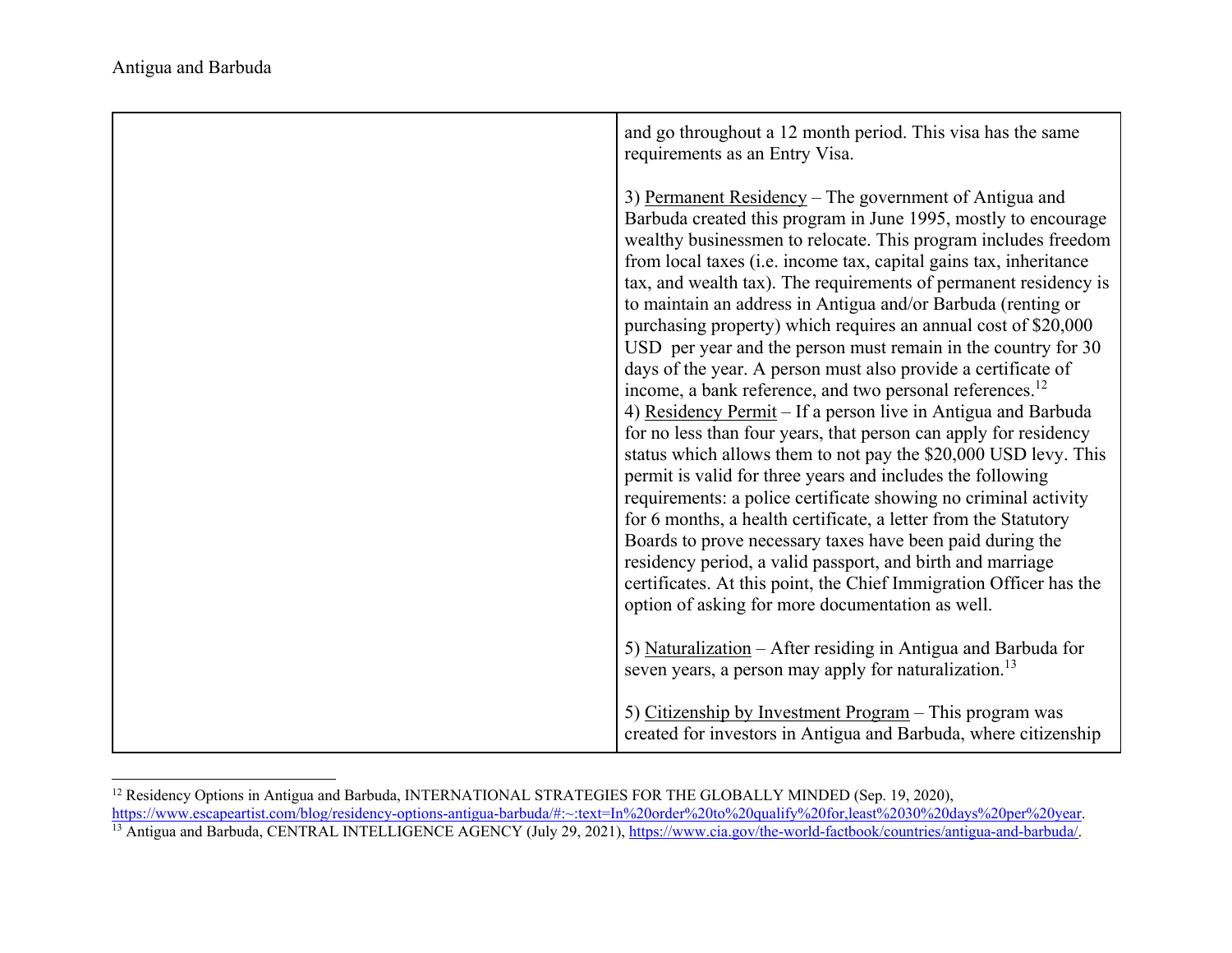| | and go throughout a 12 month period. This visa has the same requirements as an Entry Visa.<br><br>3) <u>Permanent Residency</u> – The government of Antigua and Barbuda created this program in June 1995, mostly to encourage wealthy businessmen to relocate. This program includes freedom from local taxes (i.e. income tax, capital gains tax, inheritance tax, and wealth tax). The requirements of permanent residency is to maintain an address in Antigua and/or Barbuda (renting or purchasing property) which requires an annual cost of $20,000 USD per year and the person must remain in the country for 30 days of the year. A person must also provide a certificate of income, a bank reference, and two personal references.[12]<br>4) <u>Residency Permit</u> – If a person live in Antigua and Barbuda for no less than four years, that person can apply for residency status which allows them to not pay the $20,000 USD levy. This permit is valid for three years and includes the following requirements: a police certificate showing no criminal activity for 6 months, a health certificate, a letter from the Statutory Boards to prove necessary taxes have been paid during the residency period, a valid passport, and birth and marriage certificates. At this point, the Chief Immigration Officer has the option of asking for more documentation as well.<br><br>5) <u>Naturalization</u> – After residing in Antigua and Barbuda for seven years, a person may apply for naturalization.[13]<br><br>5) <u>Citizenship by Investment Program</u> – This program was created for investors in Antigua and Barbuda, where citizenship |
|---|---|

[12] Residency Options in Antigua and Barbuda, INTERNATIONAL STRATEGIES FOR THE GLOBALLY MINDED (Sep. 19, 2020), https://www.escapeartist.com/blog/residency-options-antigua-barbuda/#:~:text=In%20order%20to%20qualify%20for,least%2030%20days%20per%20year.

[13] Antigua and Barbuda, CENTRAL INTELLIGENCE AGENCY (July 29, 2021), https://www.cia.gov/the-world-factbook/countries/antigua-and-barbuda/.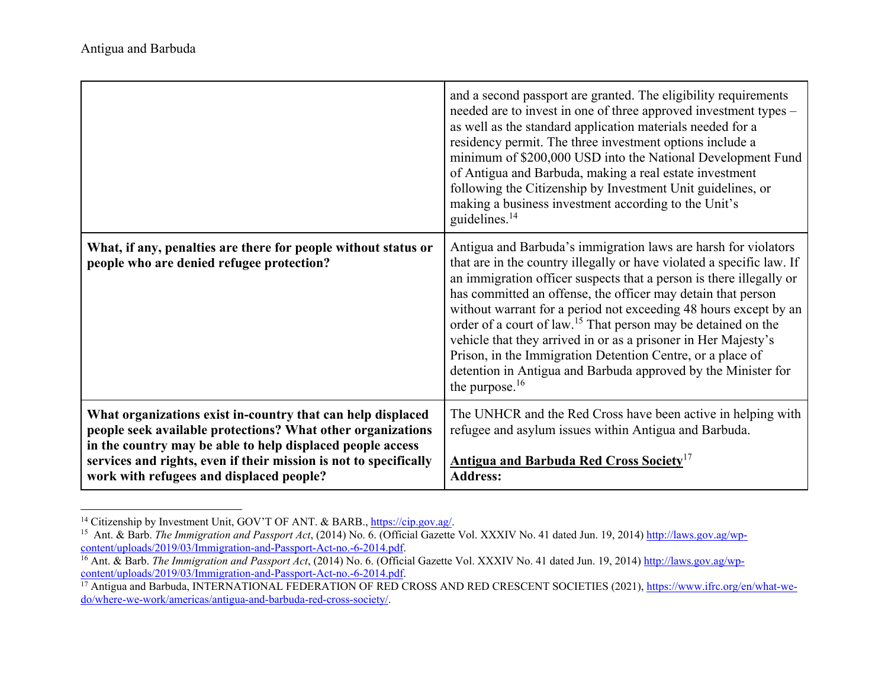| | |
|---|---|
| | and a second passport are granted. The eligibility requirements needed are to invest in one of three approved investment types – as well as the standard application materials needed for a residency permit. The three investment options include a minimum of $200,000 USD into the National Development Fund of Antigua and Barbuda, making a real estate investment following the Citizenship by Investment Unit guidelines, or making a business investment according to the Unit's guidelines.[14] |
| **What, if any, penalties are there for people without status or people who are denied refugee protection?** | Antigua and Barbuda's immigration laws are harsh for violators that are in the country illegally or have violated a specific law. If an immigration officer suspects that a person is there illegally or has committed an offense, the officer may detain that person without warrant for a period not exceeding 48 hours except by an order of a court of law.[15] That person may be detained on the vehicle that they arrived in or as a prisoner in Her Majesty's Prison, in the Immigration Detention Centre, or a place of detention in Antigua and Barbuda approved by the Minister for the purpose.[16] |
| **What organizations exist in-country that can help displaced people seek available protections? What other organizations in the country may be able to help displaced people access services and rights, even if their mission is not to specifically work with refugees and displaced people?** | The UNHCR and the Red Cross have been active in helping with refugee and asylum issues within Antigua and Barbuda.<br><br>**Antigua and Barbuda Red Cross Society**[17]<br>**Address:** |

[14] Citizenship by Investment Unit, GOV'T OF ANT. & BARB., https://cip.gov.ag/.

[15] Ant. & Barb. *The Immigration and Passport Act*, (2014) No. 6. (Official Gazette Vol. XXXIV No. 41 dated Jun. 19, 2014) http://laws.gov.ag/wp-content/uploads/2019/03/Immigration-and-Passport-Act-no.-6-2014.pdf.

[16] Ant. & Barb. *The Immigration and Passport Act*, (2014) No. 6. (Official Gazette Vol. XXXIV No. 41 dated Jun. 19, 2014) http://laws.gov.ag/wp-content/uploads/2019/03/Immigration-and-Passport-Act-no.-6-2014.pdf.

[17] Antigua and Barbuda, INTERNATIONAL FEDERATION OF RED CROSS AND RED CRESCENT SOCIETIES (2021), https://www.ifrc.org/en/what-we-do/where-we-work/americas/antigua-and-barbuda-red-cross-society/.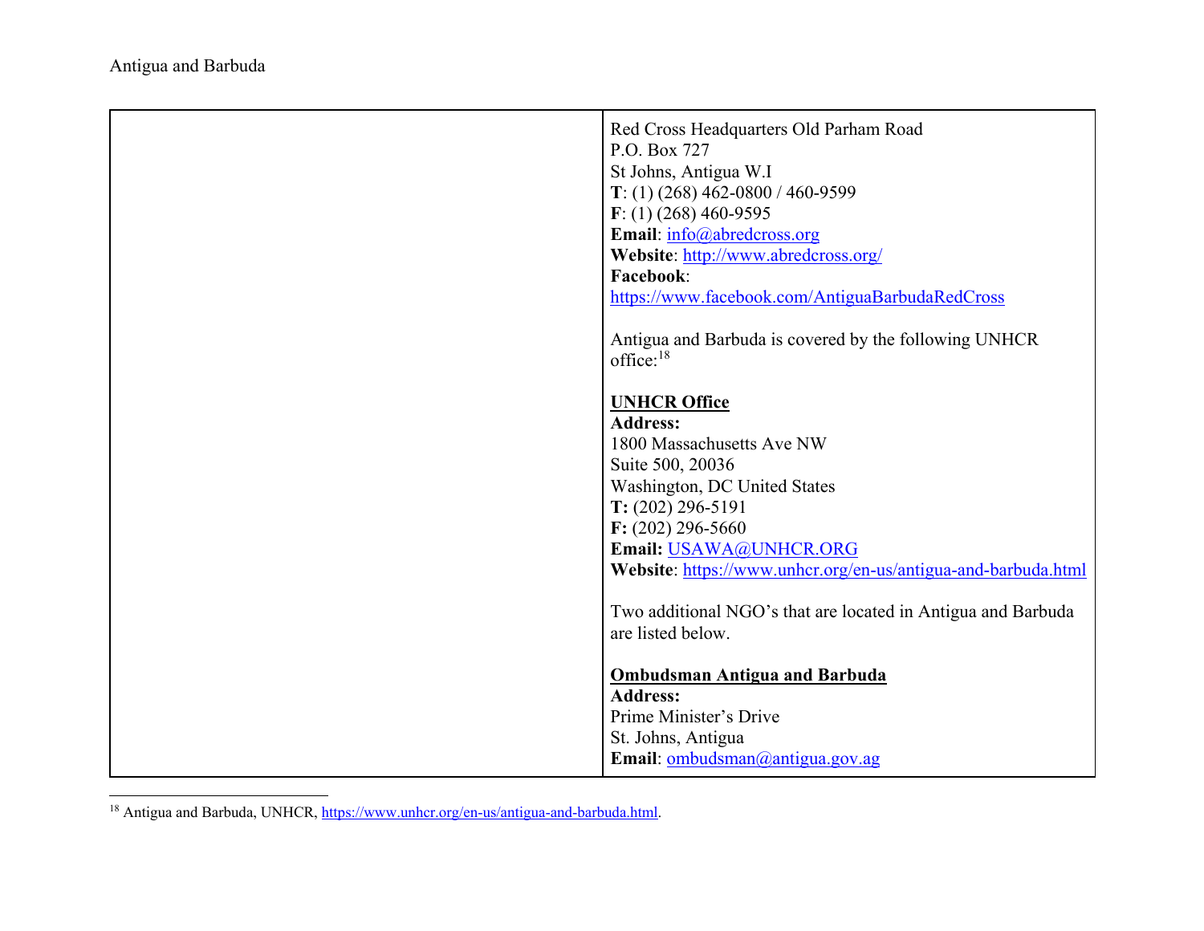| | |
|---|---|
| | Red Cross Headquarters Old Parham Road<br>P.O. Box 727<br>St Johns, Antigua W.I<br>**T**: (1) (268) 462-0800 / 460-9599<br>**F**: (1) (268) 460-9595<br>**Email**: info@abredcross.org<br>**Website**: http://www.abredcross.org/<br>**Facebook**:<br>https://www.facebook.com/AntiguaBarbudaRedCross<br><br>Antigua and Barbuda is covered by the following UNHCR office:[18]<br><br>**UNHCR Office**<br>**Address:**<br>1800 Massachusetts Ave NW<br>Suite 500, 20036<br>Washington, DC United States<br>**T:** (202) 296-5191<br>**F:** (202) 296-5660<br>**Email:** USAWA@UNHCR.ORG<br>**Website**: https://www.unhcr.org/en-us/antigua-and-barbuda.html<br><br>Two additional NGO's that are located in Antigua and Barbuda are listed below.<br><br>**Ombudsman Antigua and Barbuda**<br>**Address:**<br>Prime Minister's Drive<br>St. Johns, Antigua<br>**Email**: ombudsman@antigua.gov.ag |

[18] Antigua and Barbuda, UNHCR, https://www.unhcr.org/en-us/antigua-and-barbuda.html.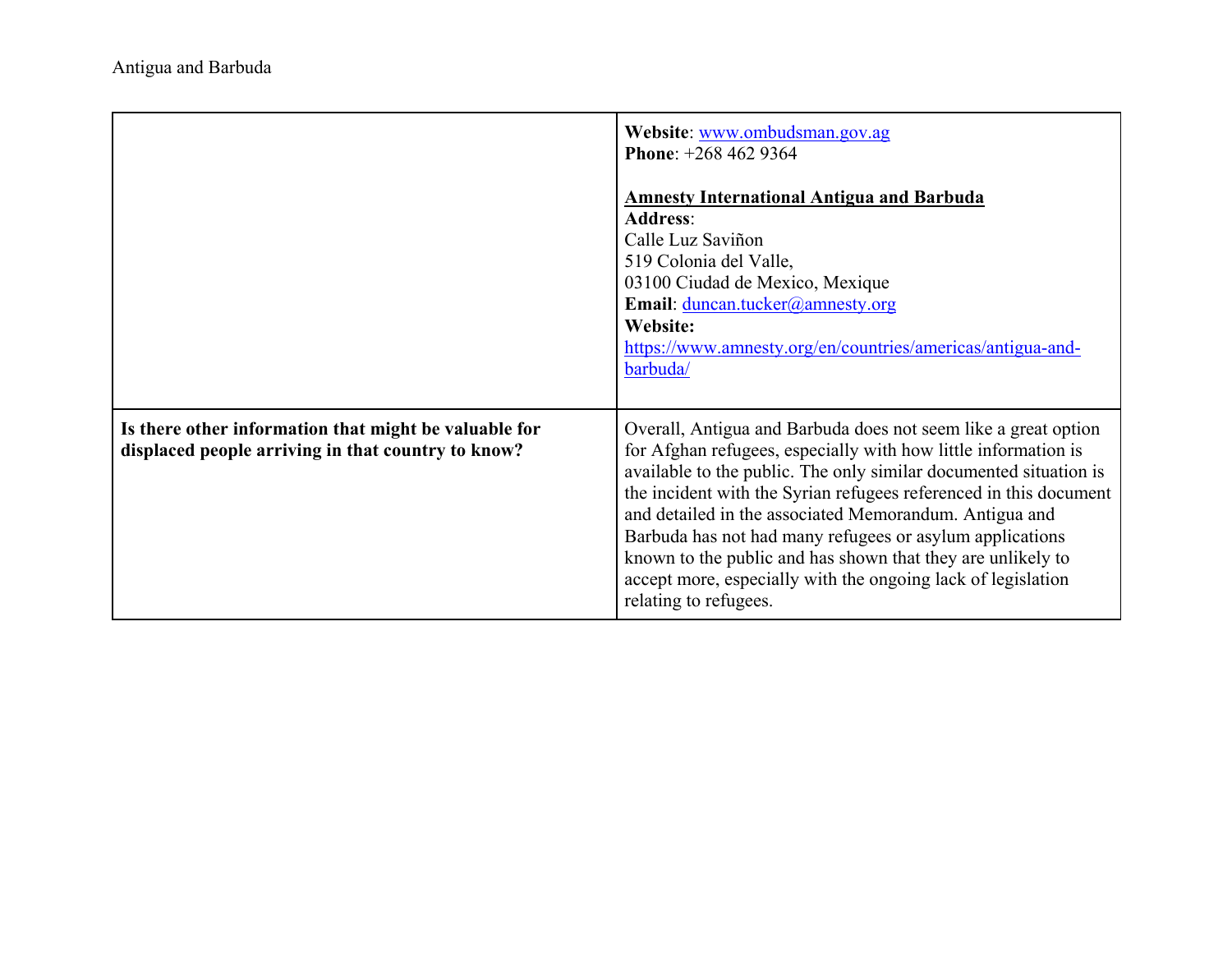| | |
|---|---|
| | **Website**: www.ombudsman.gov.ag<br>**Phone**: +268 462 9364<br><br>**Amnesty International Antigua and Barbuda**<br>**Address**:<br>Calle Luz Saviñon<br>519 Colonia del Valle,<br>03100 Ciudad de Mexico, Mexique<br>**Email**: duncan.tucker@amnesty.org<br>**Website:**<br>https://www.amnesty.org/en/countries/americas/antigua-and-barbuda/ |
| **Is there other information that might be valuable for displaced people arriving in that country to know?** | Overall, Antigua and Barbuda does not seem like a great option for Afghan refugees, especially with how little information is available to the public. The only similar documented situation is the incident with the Syrian refugees referenced in this document and detailed in the associated Memorandum. Antigua and Barbuda has not had many refugees or asylum applications known to the public and has shown that they are unlikely to accept more, especially with the ongoing lack of legislation relating to refugees. |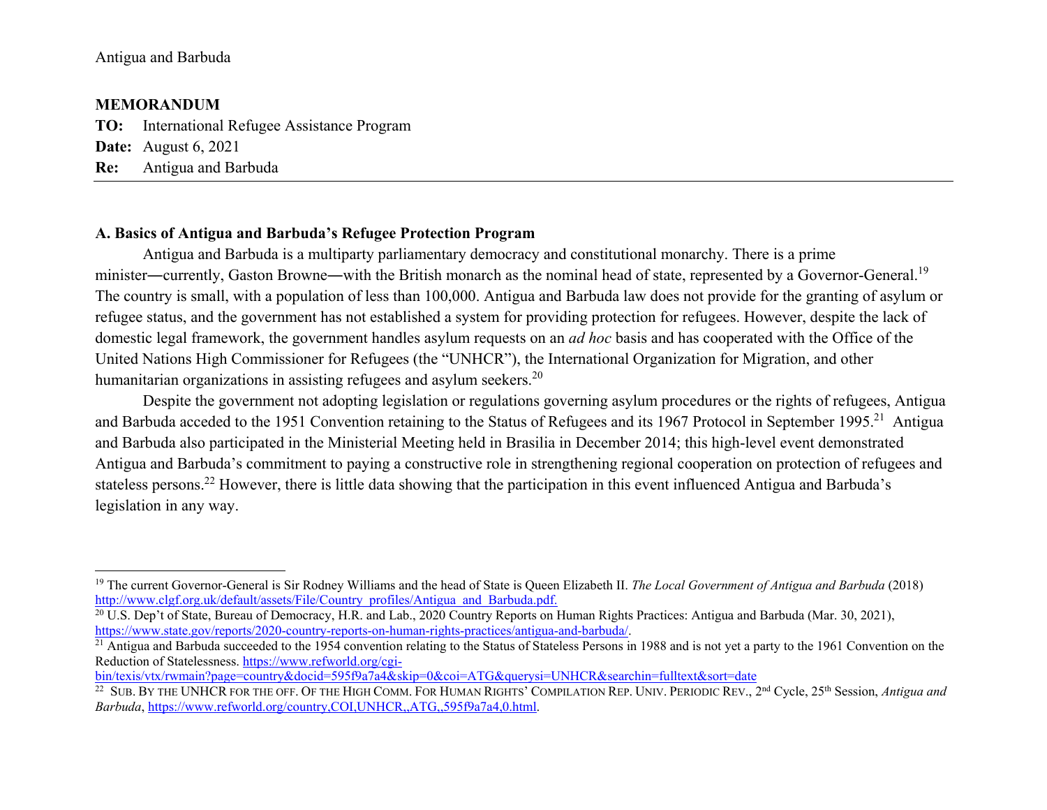Antigua and Barbuda

**MEMORANDUM**

**TO:** International Refugee Assistance Program

**Date:** August 6, 2021

**Re:** Antigua and Barbuda

---

**A. Basics of Antigua and Barbuda's Refugee Protection Program**

Antigua and Barbuda is a multiparty parliamentary democracy and constitutional monarchy. There is a prime minister―currently, Gaston Browne―with the British monarch as the nominal head of state, represented by a Governor-General.[19] The country is small, with a population of less than 100,000. Antigua and Barbuda law does not provide for the granting of asylum or refugee status, and the government has not established a system for providing protection for refugees. However, despite the lack of domestic legal framework, the government handles asylum requests on an *ad hoc* basis and has cooperated with the Office of the United Nations High Commissioner for Refugees (the "UNHCR"), the International Organization for Migration, and other humanitarian organizations in assisting refugees and asylum seekers.[20]

Despite the government not adopting legislation or regulations governing asylum procedures or the rights of refugees, Antigua and Barbuda acceded to the 1951 Convention retaining to the Status of Refugees and its 1967 Protocol in September 1995.[21] Antigua and Barbuda also participated in the Ministerial Meeting held in Brasilia in December 2014; this high-level event demonstrated Antigua and Barbuda's commitment to paying a constructive role in strengthening regional cooperation on protection of refugees and stateless persons.[22] However, there is little data showing that the participation in this event influenced Antigua and Barbuda's legislation in any way.

---

[19] The current Governor-General is Sir Rodney Williams and the head of State is Queen Elizabeth II. *The Local Government of Antigua and Barbuda* (2018) http://www.clgf.org.uk/default/assets/File/Country_profiles/Antigua_and_Barbuda.pdf.

[20] U.S. Dep't of State, Bureau of Democracy, H.R. and Lab., 2020 Country Reports on Human Rights Practices: Antigua and Barbuda (Mar. 30, 2021), https://www.state.gov/reports/2020-country-reports-on-human-rights-practices/antigua-and-barbuda/.

[21] Antigua and Barbuda succeeded to the 1954 convention relating to the Status of Stateless Persons in 1988 and is not yet a party to the 1961 Convention on the Reduction of Statelessness. https://www.refworld.org/cgi-bin/texis/vtx/rwmain?page=country&docid=595f9a7a4&skip=0&coi=ATG&querysi=UNHCR&searchin=fulltext&sort=date

[22] SUB. BY THE UNHCR FOR THE OFF. OF THE HIGH COMM. FOR HUMAN RIGHTS' COMPILATION REP. UNIV. PERIODIC REV., 2nd Cycle, 25th Session, *Antigua and Barbuda*, https://www.refworld.org/country,COI,UNHCR,,ATG,,595f9a7a4,0.html.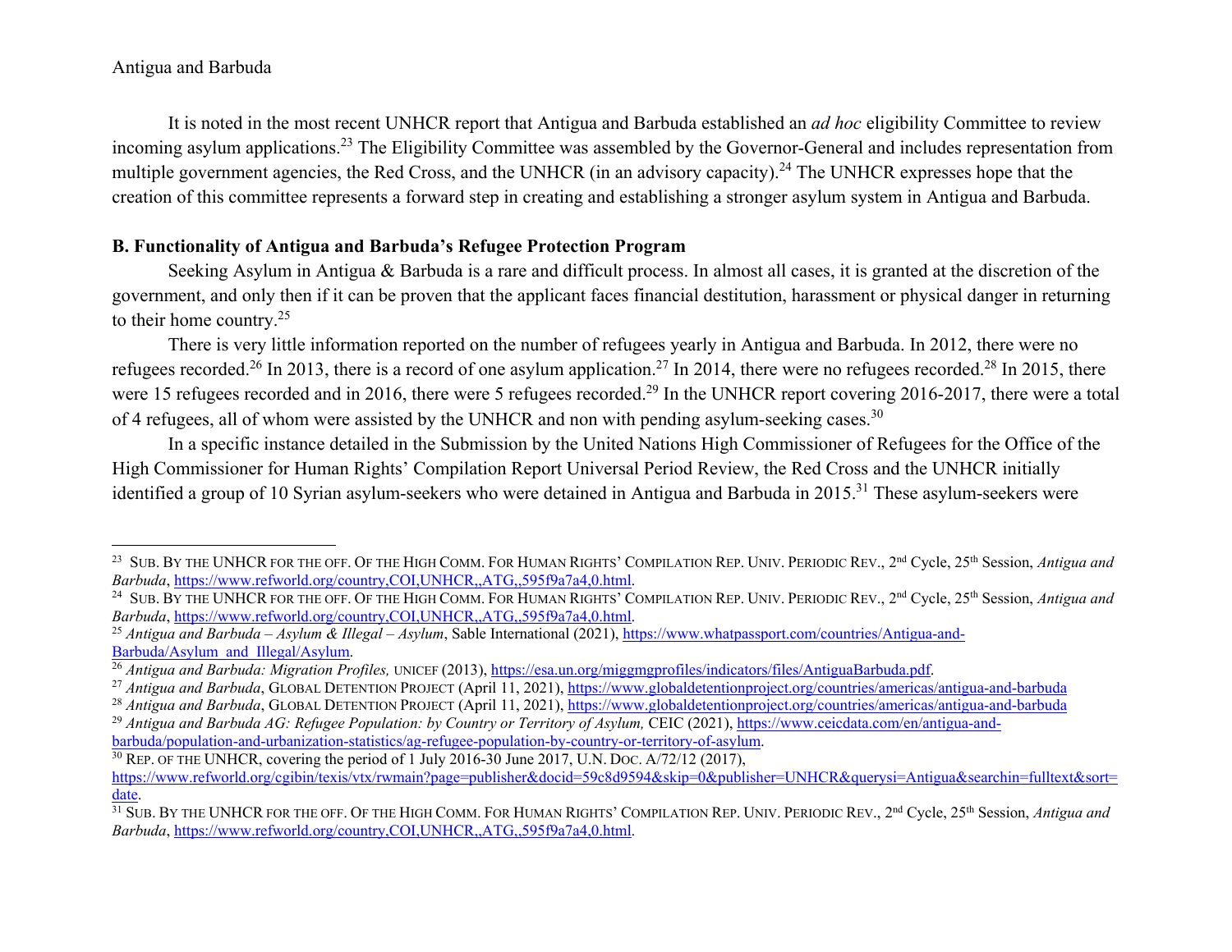Antigua and Barbuda

It is noted in the most recent UNHCR report that Antigua and Barbuda established an *ad hoc* eligibility Committee to review incoming asylum applications.[23] The Eligibility Committee was assembled by the Governor-General and includes representation from multiple government agencies, the Red Cross, and the UNHCR (in an advisory capacity).[24] The UNHCR expresses hope that the creation of this committee represents a forward step in creating and establishing a stronger asylum system in Antigua and Barbuda.

**B. Functionality of Antigua and Barbuda's Refugee Protection Program**

Seeking Asylum in Antigua & Barbuda is a rare and difficult process. In almost all cases, it is granted at the discretion of the government, and only then if it can be proven that the applicant faces financial destitution, harassment or physical danger in returning to their home country.[25]

There is very little information reported on the number of refugees yearly in Antigua and Barbuda. In 2012, there were no refugees recorded.[26] In 2013, there is a record of one asylum application.[27] In 2014, there were no refugees recorded.[28] In 2015, there were 15 refugees recorded and in 2016, there were 5 refugees recorded.[29] In the UNHCR report covering 2016-2017, there were a total of 4 refugees, all of whom were assisted by the UNHCR and non with pending asylum-seeking cases.[30]

In a specific instance detailed in the Submission by the United Nations High Commissioner of Refugees for the Office of the High Commissioner for Human Rights' Compilation Report Universal Period Review, the Red Cross and the UNHCR initially identified a group of 10 Syrian asylum-seekers who were detained in Antigua and Barbuda in 2015.[31] These asylum-seekers were

---

[23] SUB. BY THE UNHCR FOR THE OFF. OF THE HIGH COMM. FOR HUMAN RIGHTS' COMPILATION REP. UNIV. PERIODIC REV., 2nd Cycle, 25th Session, *Antigua and Barbuda*, https://www.refworld.org/country,COI,UNHCR,,ATG,,595f9a7a4,0.html.

[24] SUB. BY THE UNHCR FOR THE OFF. OF THE HIGH COMM. FOR HUMAN RIGHTS' COMPILATION REP. UNIV. PERIODIC REV., 2nd Cycle, 25th Session, *Antigua and Barbuda*, https://www.refworld.org/country,COI,UNHCR,,ATG,,595f9a7a4,0.html.

[25] *Antigua and Barbuda – Asylum & Illegal – Asylum*, Sable International (2021), https://www.whatpassport.com/countries/Antigua-and-Barbuda/Asylum_and_Illegal/Asylum.

[26] *Antigua and Barbuda: Migration Profiles,* UNICEF (2013), https://esa.un.org/miggmgprofiles/indicators/files/AntiguaBarbuda.pdf.

[27] *Antigua and Barbuda*, GLOBAL DETENTION PROJECT (April 11, 2021), https://www.globaldetentionproject.org/countries/americas/antigua-and-barbuda

[28] *Antigua and Barbuda*, GLOBAL DETENTION PROJECT (April 11, 2021), https://www.globaldetentionproject.org/countries/americas/antigua-and-barbuda

[29] *Antigua and Barbuda AG: Refugee Population: by Country or Territory of Asylum,* CEIC (2021), https://www.ceicdata.com/en/antigua-and-barbuda/population-and-urbanization-statistics/ag-refugee-population-by-country-or-territory-of-asylum.

[30] REP. OF THE UNHCR, covering the period of 1 July 2016-30 June 2017, U.N. DOC. A/72/12 (2017), https://www.refworld.org/cgibin/texis/vtx/rwmain?page=publisher&docid=59c8d9594&skip=0&publisher=UNHCR&querysi=Antigua&searchin=fulltext&sort=date.

[31] SUB. BY THE UNHCR FOR THE OFF. OF THE HIGH COMM. FOR HUMAN RIGHTS' COMPILATION REP. UNIV. PERIODIC REV., 2nd Cycle, 25th Session, *Antigua and Barbuda*, https://www.refworld.org/country,COI,UNHCR,,ATG,,595f9a7a4,0.html.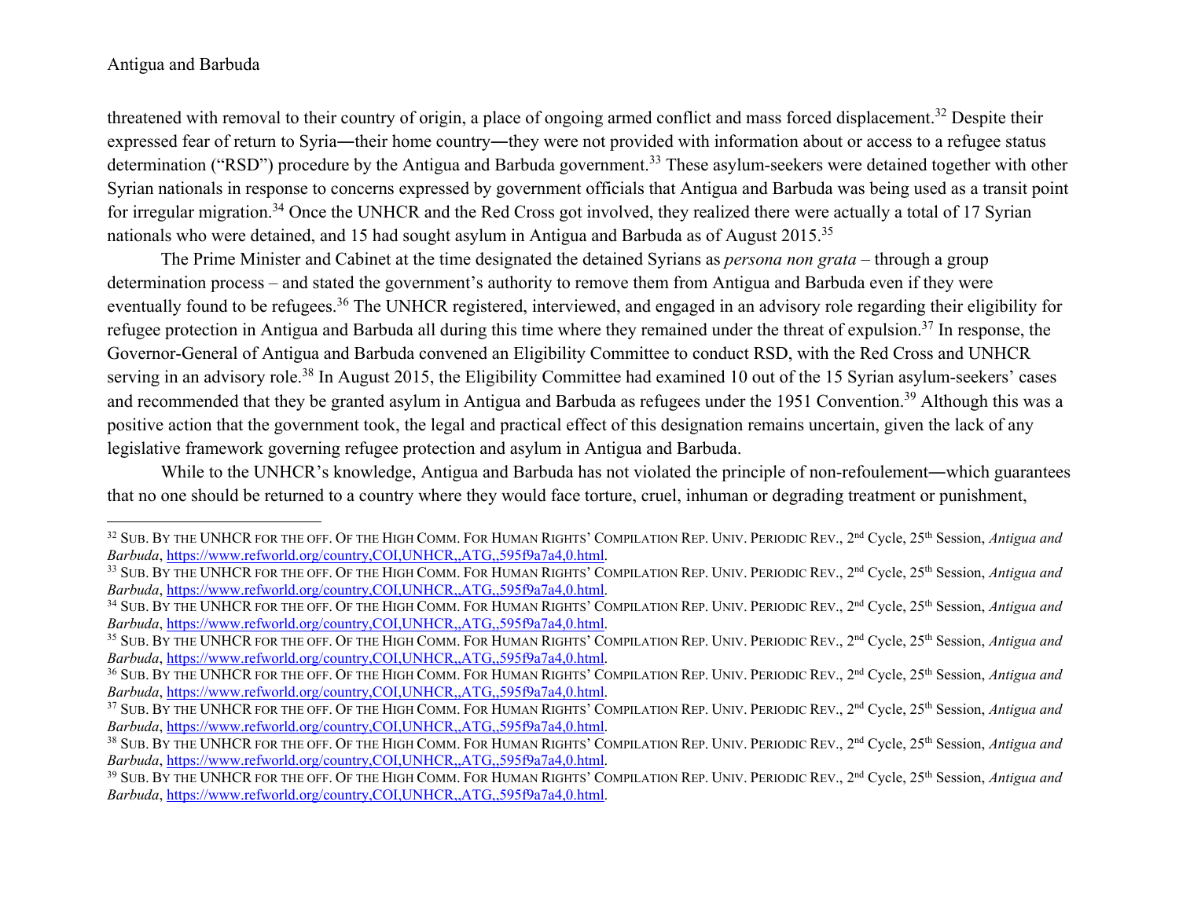threatened with removal to their country of origin, a place of ongoing armed conflict and mass forced displacement.[32] Despite their expressed fear of return to Syria―their home country―they were not provided with information about or access to a refugee status determination ("RSD") procedure by the Antigua and Barbuda government.[33] These asylum-seekers were detained together with other Syrian nationals in response to concerns expressed by government officials that Antigua and Barbuda was being used as a transit point for irregular migration.[34] Once the UNHCR and the Red Cross got involved, they realized there were actually a total of 17 Syrian nationals who were detained, and 15 had sought asylum in Antigua and Barbuda as of August 2015.[35]

The Prime Minister and Cabinet at the time designated the detained Syrians as *persona non grata* – through a group determination process – and stated the government's authority to remove them from Antigua and Barbuda even if they were eventually found to be refugees.[36] The UNHCR registered, interviewed, and engaged in an advisory role regarding their eligibility for refugee protection in Antigua and Barbuda all during this time where they remained under the threat of expulsion.[37] In response, the Governor-General of Antigua and Barbuda convened an Eligibility Committee to conduct RSD, with the Red Cross and UNHCR serving in an advisory role.[38] In August 2015, the Eligibility Committee had examined 10 out of the 15 Syrian asylum-seekers' cases and recommended that they be granted asylum in Antigua and Barbuda as refugees under the 1951 Convention.[39] Although this was a positive action that the government took, the legal and practical effect of this designation remains uncertain, given the lack of any legislative framework governing refugee protection and asylum in Antigua and Barbuda.

While to the UNHCR's knowledge, Antigua and Barbuda has not violated the principle of non-refoulement―which guarantees that no one should be returned to a country where they would face torture, cruel, inhuman or degrading treatment or punishment,

---

[32] Sub. By the UNHCR for the Off. Of the High Comm. For Human Rights' Compilation Rep. Univ. Periodic Rev., 2nd Cycle, 25th Session, *Antigua and Barbuda*, https://www.refworld.org/country,COI,UNHCR,,ATG,,595f9a7a4,0.html.

[33] Sub. By the UNHCR for the Off. Of the High Comm. For Human Rights' Compilation Rep. Univ. Periodic Rev., 2nd Cycle, 25th Session, *Antigua and Barbuda*, https://www.refworld.org/country,COI,UNHCR,,ATG,,595f9a7a4,0.html.

[34] Sub. By the UNHCR for the Off. Of the High Comm. For Human Rights' Compilation Rep. Univ. Periodic Rev., 2nd Cycle, 25th Session, *Antigua and Barbuda*, https://www.refworld.org/country,COI,UNHCR,,ATG,,595f9a7a4,0.html.

[35] Sub. By the UNHCR for the Off. Of the High Comm. For Human Rights' Compilation Rep. Univ. Periodic Rev., 2nd Cycle, 25th Session, *Antigua and Barbuda*, https://www.refworld.org/country,COI,UNHCR,,ATG,,595f9a7a4,0.html.

[36] Sub. By the UNHCR for the Off. Of the High Comm. For Human Rights' Compilation Rep. Univ. Periodic Rev., 2nd Cycle, 25th Session, *Antigua and Barbuda*, https://www.refworld.org/country,COI,UNHCR,,ATG,,595f9a7a4,0.html.

[37] Sub. By the UNHCR for the Off. Of the High Comm. For Human Rights' Compilation Rep. Univ. Periodic Rev., 2nd Cycle, 25th Session, *Antigua and Barbuda*, https://www.refworld.org/country,COI,UNHCR,,ATG,,595f9a7a4,0.html.

[38] Sub. By the UNHCR for the Off. Of the High Comm. For Human Rights' Compilation Rep. Univ. Periodic Rev., 2nd Cycle, 25th Session, *Antigua and Barbuda*, https://www.refworld.org/country,COI,UNHCR,,ATG,,595f9a7a4,0.html.

[39] Sub. By the UNHCR for the Off. Of the High Comm. For Human Rights' Compilation Rep. Univ. Periodic Rev., 2nd Cycle, 25th Session, *Antigua and Barbuda*, https://www.refworld.org/country,COI,UNHCR,,ATG,,595f9a7a4,0.html.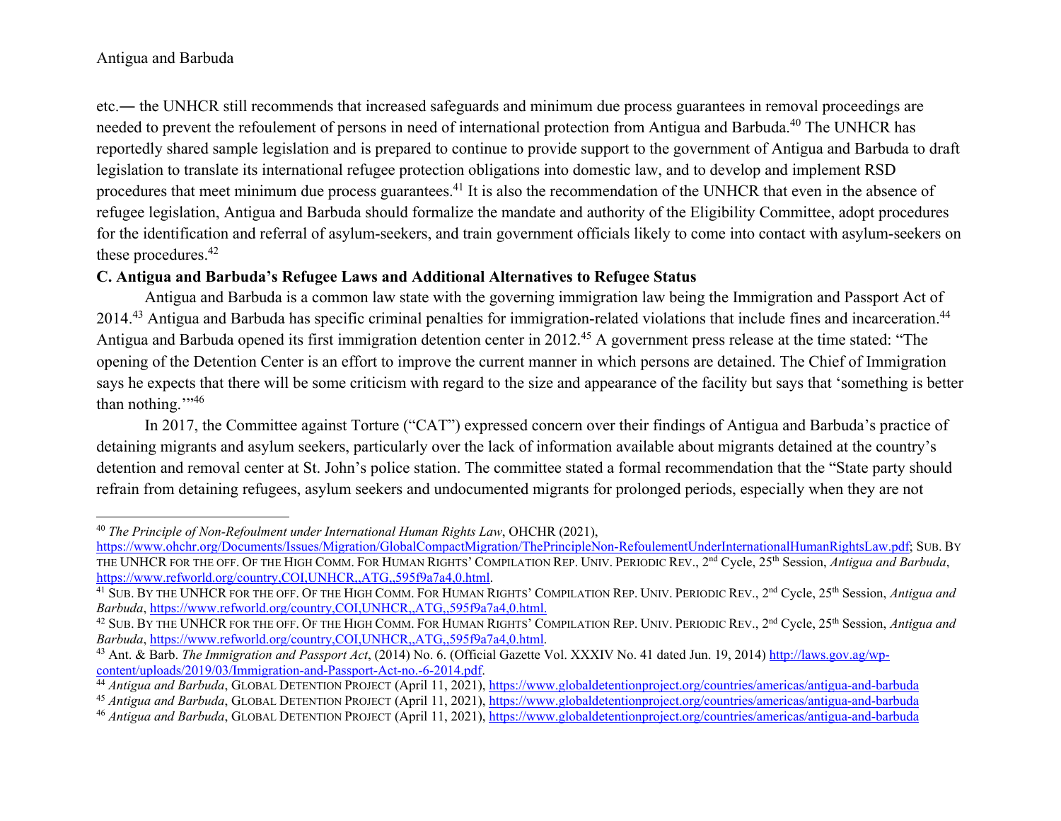etc.― the UNHCR still recommends that increased safeguards and minimum due process guarantees in removal proceedings are needed to prevent the refoulement of persons in need of international protection from Antigua and Barbuda.[40] The UNHCR has reportedly shared sample legislation and is prepared to continue to provide support to the government of Antigua and Barbuda to draft legislation to translate its international refugee protection obligations into domestic law, and to develop and implement RSD procedures that meet minimum due process guarantees.[41] It is also the recommendation of the UNHCR that even in the absence of refugee legislation, Antigua and Barbuda should formalize the mandate and authority of the Eligibility Committee, adopt procedures for the identification and referral of asylum-seekers, and train government officials likely to come into contact with asylum-seekers on these procedures.[42]

**C. Antigua and Barbuda's Refugee Laws and Additional Alternatives to Refugee Status**

Antigua and Barbuda is a common law state with the governing immigration law being the Immigration and Passport Act of 2014.[43] Antigua and Barbuda has specific criminal penalties for immigration-related violations that include fines and incarceration.[44] Antigua and Barbuda opened its first immigration detention center in 2012.[45] A government press release at the time stated: "The opening of the Detention Center is an effort to improve the current manner in which persons are detained. The Chief of Immigration says he expects that there will be some criticism with regard to the size and appearance of the facility but says that 'something is better than nothing.'"[46]

In 2017, the Committee against Torture ("CAT") expressed concern over their findings of Antigua and Barbuda's practice of detaining migrants and asylum seekers, particularly over the lack of information available about migrants detained at the country's detention and removal center at St. John's police station. The committee stated a formal recommendation that the "State party should refrain from detaining refugees, asylum seekers and undocumented migrants for prolonged periods, especially when they are not

---

[40] *The Principle of Non-Refoulment under International Human Rights Law*, OHCHR (2021), https://www.ohchr.org/Documents/Issues/Migration/GlobalCompactMigration/ThePrincipleNon-RefoulementUnderInternationalHumanRightsLaw.pdf; SUB. BY THE UNHCR FOR THE OFF. OF THE HIGH COMM. FOR HUMAN RIGHTS' COMPILATION REP. UNIV. PERIODIC REV., 2nd Cycle, 25th Session, *Antigua and Barbuda*, https://www.refworld.org/country,COI,UNHCR,,ATG,,595f9a7a4,0.html.

[41] SUB. BY THE UNHCR FOR THE OFF. OF THE HIGH COMM. FOR HUMAN RIGHTS' COMPILATION REP. UNIV. PERIODIC REV., 2nd Cycle, 25th Session, *Antigua and Barbuda*, https://www.refworld.org/country,COI,UNHCR,,ATG,,595f9a7a4,0.html.

[42] SUB. BY THE UNHCR FOR THE OFF. OF THE HIGH COMM. FOR HUMAN RIGHTS' COMPILATION REP. UNIV. PERIODIC REV., 2nd Cycle, 25th Session, *Antigua and Barbuda*, https://www.refworld.org/country,COI,UNHCR,,ATG,,595f9a7a4,0.html.

[43] Ant. & Barb. *The Immigration and Passport Act*, (2014) No. 6. (Official Gazette Vol. XXXIV No. 41 dated Jun. 19, 2014) http://laws.gov.ag/wp-content/uploads/2019/03/Immigration-and-Passport-Act-no.-6-2014.pdf.

[44] *Antigua and Barbuda*, GLOBAL DETENTION PROJECT (April 11, 2021), https://www.globaldetentionproject.org/countries/americas/antigua-and-barbuda

[45] *Antigua and Barbuda*, GLOBAL DETENTION PROJECT (April 11, 2021), https://www.globaldetentionproject.org/countries/americas/antigua-and-barbuda

[46] *Antigua and Barbuda*, GLOBAL DETENTION PROJECT (April 11, 2021), https://www.globaldetentionproject.org/countries/americas/antigua-and-barbuda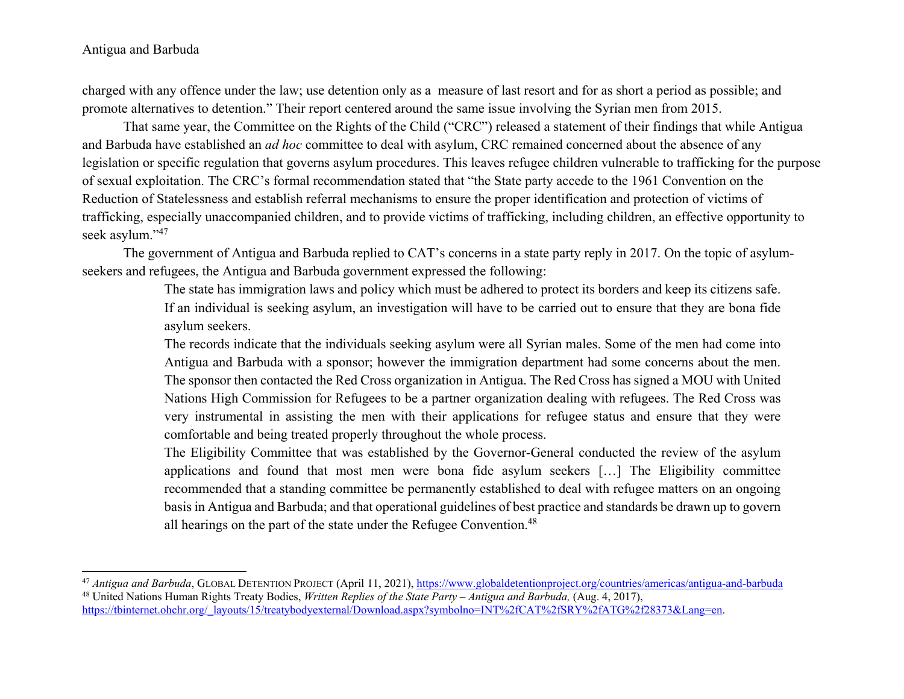charged with any offence under the law; use detention only as a measure of last resort and for as short a period as possible; and promote alternatives to detention." Their report centered around the same issue involving the Syrian men from 2015.

That same year, the Committee on the Rights of the Child ("CRC") released a statement of their findings that while Antigua and Barbuda have established an *ad hoc* committee to deal with asylum, CRC remained concerned about the absence of any legislation or specific regulation that governs asylum procedures. This leaves refugee children vulnerable to trafficking for the purpose of sexual exploitation. The CRC's formal recommendation stated that "the State party accede to the 1961 Convention on the Reduction of Statelessness and establish referral mechanisms to ensure the proper identification and protection of victims of trafficking, especially unaccompanied children, and to provide victims of trafficking, including children, an effective opportunity to seek asylum."[47]

The government of Antigua and Barbuda replied to CAT's concerns in a state party reply in 2017. On the topic of asylum-seekers and refugees, the Antigua and Barbuda government expressed the following:

> The state has immigration laws and policy which must be adhered to protect its borders and keep its citizens safe. If an individual is seeking asylum, an investigation will have to be carried out to ensure that they are bona fide asylum seekers.
>
> The records indicate that the individuals seeking asylum were all Syrian males. Some of the men had come into Antigua and Barbuda with a sponsor; however the immigration department had some concerns about the men. The sponsor then contacted the Red Cross organization in Antigua. The Red Cross has signed a MOU with United Nations High Commission for Refugees to be a partner organization dealing with refugees. The Red Cross was very instrumental in assisting the men with their applications for refugee status and ensure that they were comfortable and being treated properly throughout the whole process.
>
> The Eligibility Committee that was established by the Governor-General conducted the review of the asylum applications and found that most men were bona fide asylum seekers […] The Eligibility committee recommended that a standing committee be permanently established to deal with refugee matters on an ongoing basis in Antigua and Barbuda; and that operational guidelines of best practice and standards be drawn up to govern all hearings on the part of the state under the Refugee Convention.[48]

---

[47] *Antigua and Barbuda*, GLOBAL DETENTION PROJECT (April 11, 2021), https://www.globaldetentionproject.org/countries/americas/antigua-and-barbuda

[48] United Nations Human Rights Treaty Bodies, *Written Replies of the State Party – Antigua and Barbuda,* (Aug. 4, 2017), https://tbinternet.ohchr.org/_layouts/15/treatybodyexternal/Download.aspx?symbolno=INT%2fCAT%2fSRY%2fATG%2f28373&Lang=en.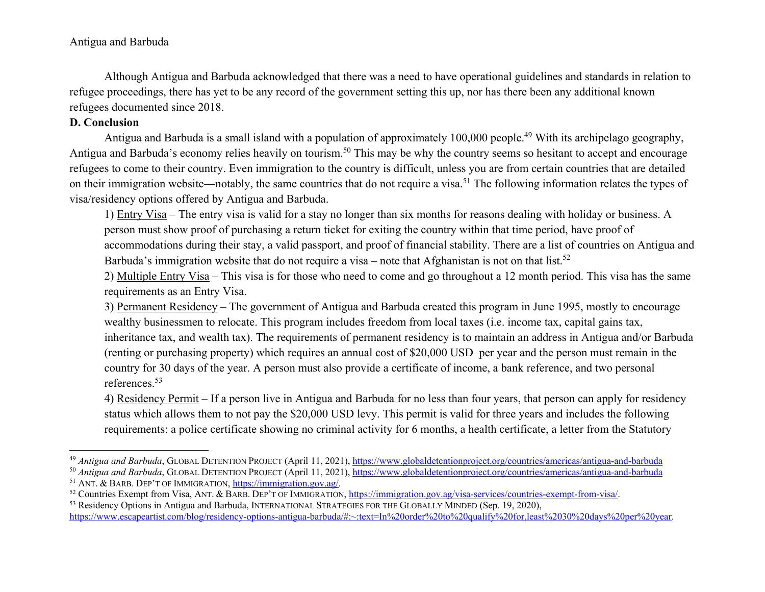Although Antigua and Barbuda acknowledged that there was a need to have operational guidelines and standards in relation to refugee proceedings, there has yet to be any record of the government setting this up, nor has there been any additional known refugees documented since 2018.

**D. Conclusion**

Antigua and Barbuda is a small island with a population of approximately 100,000 people.[49] With its archipelago geography, Antigua and Barbuda's economy relies heavily on tourism.[50] This may be why the country seems so hesitant to accept and encourage refugees to come to their country. Even immigration to the country is difficult, unless you are from certain countries that are detailed on their immigration website—notably, the same countries that do not require a visa.[51] The following information relates the types of visa/residency options offered by Antigua and Barbuda.

1) Entry Visa – The entry visa is valid for a stay no longer than six months for reasons dealing with holiday or business. A person must show proof of purchasing a return ticket for exiting the country within that time period, have proof of accommodations during their stay, a valid passport, and proof of financial stability. There are a list of countries on Antigua and Barbuda's immigration website that do not require a visa – note that Afghanistan is not on that list.[52]

2) Multiple Entry Visa – This visa is for those who need to come and go throughout a 12 month period. This visa has the same requirements as an Entry Visa.

3) Permanent Residency – The government of Antigua and Barbuda created this program in June 1995, mostly to encourage wealthy businessmen to relocate. This program includes freedom from local taxes (i.e. income tax, capital gains tax, inheritance tax, and wealth tax). The requirements of permanent residency is to maintain an address in Antigua and/or Barbuda (renting or purchasing property) which requires an annual cost of $20,000 USD per year and the person must remain in the country for 30 days of the year. A person must also provide a certificate of income, a bank reference, and two personal references.[53]

4) Residency Permit – If a person live in Antigua and Barbuda for no less than four years, that person can apply for residency status which allows them to not pay the $20,000 USD levy. This permit is valid for three years and includes the following requirements: a police certificate showing no criminal activity for 6 months, a health certificate, a letter from the Statutory

---

[49] *Antigua and Barbuda*, GLOBAL DETENTION PROJECT (April 11, 2021), https://www.globaldetentionproject.org/countries/americas/antigua-and-barbuda

[50] *Antigua and Barbuda*, GLOBAL DETENTION PROJECT (April 11, 2021), https://www.globaldetentionproject.org/countries/americas/antigua-and-barbuda

[51] ANT. & BARB. DEP'T OF IMMIGRATION, https://immigration.gov.ag/.

[52] Countries Exempt from Visa, ANT. & BARB. DEP'T OF IMMIGRATION, https://immigration.gov.ag/visa-services/countries-exempt-from-visa/.

[53] Residency Options in Antigua and Barbuda, INTERNATIONAL STRATEGIES FOR THE GLOBALLY MINDED (Sep. 19, 2020), https://www.escapeartist.com/blog/residency-options-antigua-barbuda/#:~:text=In%20order%20to%20qualify%20for,least%2030%20days%20per%20year.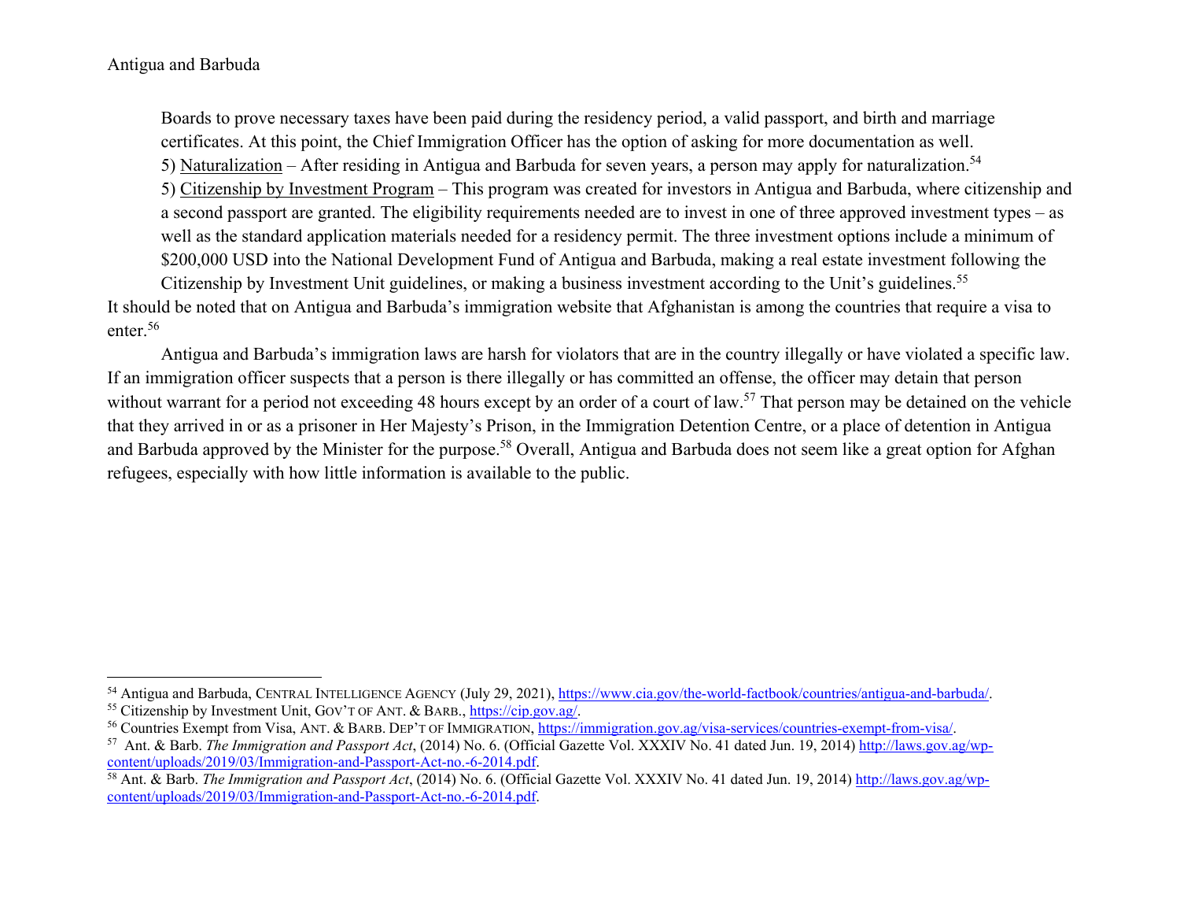Boards to prove necessary taxes have been paid during the residency period, a valid passport, and birth and marriage certificates. At this point, the Chief Immigration Officer has the option of asking for more documentation as well.

5) Naturalization – After residing in Antigua and Barbuda for seven years, a person may apply for naturalization.[54]

5) Citizenship by Investment Program – This program was created for investors in Antigua and Barbuda, where citizenship and a second passport are granted. The eligibility requirements needed are to invest in one of three approved investment types – as well as the standard application materials needed for a residency permit. The three investment options include a minimum of $200,000 USD into the National Development Fund of Antigua and Barbuda, making a real estate investment following the Citizenship by Investment Unit guidelines, or making a business investment according to the Unit's guidelines.[55]

It should be noted that on Antigua and Barbuda's immigration website that Afghanistan is among the countries that require a visa to enter.[56]

Antigua and Barbuda's immigration laws are harsh for violators that are in the country illegally or have violated a specific law. If an immigration officer suspects that a person is there illegally or has committed an offense, the officer may detain that person without warrant for a period not exceeding 48 hours except by an order of a court of law.[57] That person may be detained on the vehicle that they arrived in or as a prisoner in Her Majesty's Prison, in the Immigration Detention Centre, or a place of detention in Antigua and Barbuda approved by the Minister for the purpose.[58] Overall, Antigua and Barbuda does not seem like a great option for Afghan refugees, especially with how little information is available to the public.

---

[54] Antigua and Barbuda, CENTRAL INTELLIGENCE AGENCY (July 29, 2021), https://www.cia.gov/the-world-factbook/countries/antigua-and-barbuda/.

[55] Citizenship by Investment Unit, GOV'T OF ANT. & BARB., https://cip.gov.ag/.

[56] Countries Exempt from Visa, ANT. & BARB. DEP'T OF IMMIGRATION, https://immigration.gov.ag/visa-services/countries-exempt-from-visa/.

[57] Ant. & Barb. *The Immigration and Passport Act*, (2014) No. 6. (Official Gazette Vol. XXXIV No. 41 dated Jun. 19, 2014) http://laws.gov.ag/wp-content/uploads/2019/03/Immigration-and-Passport-Act-no.-6-2014.pdf.

[58] Ant. & Barb. *The Immigration and Passport Act*, (2014) No. 6. (Official Gazette Vol. XXXIV No. 41 dated Jun. 19, 2014) http://laws.gov.ag/wp-content/uploads/2019/03/Immigration-and-Passport-Act-no.-6-2014.pdf.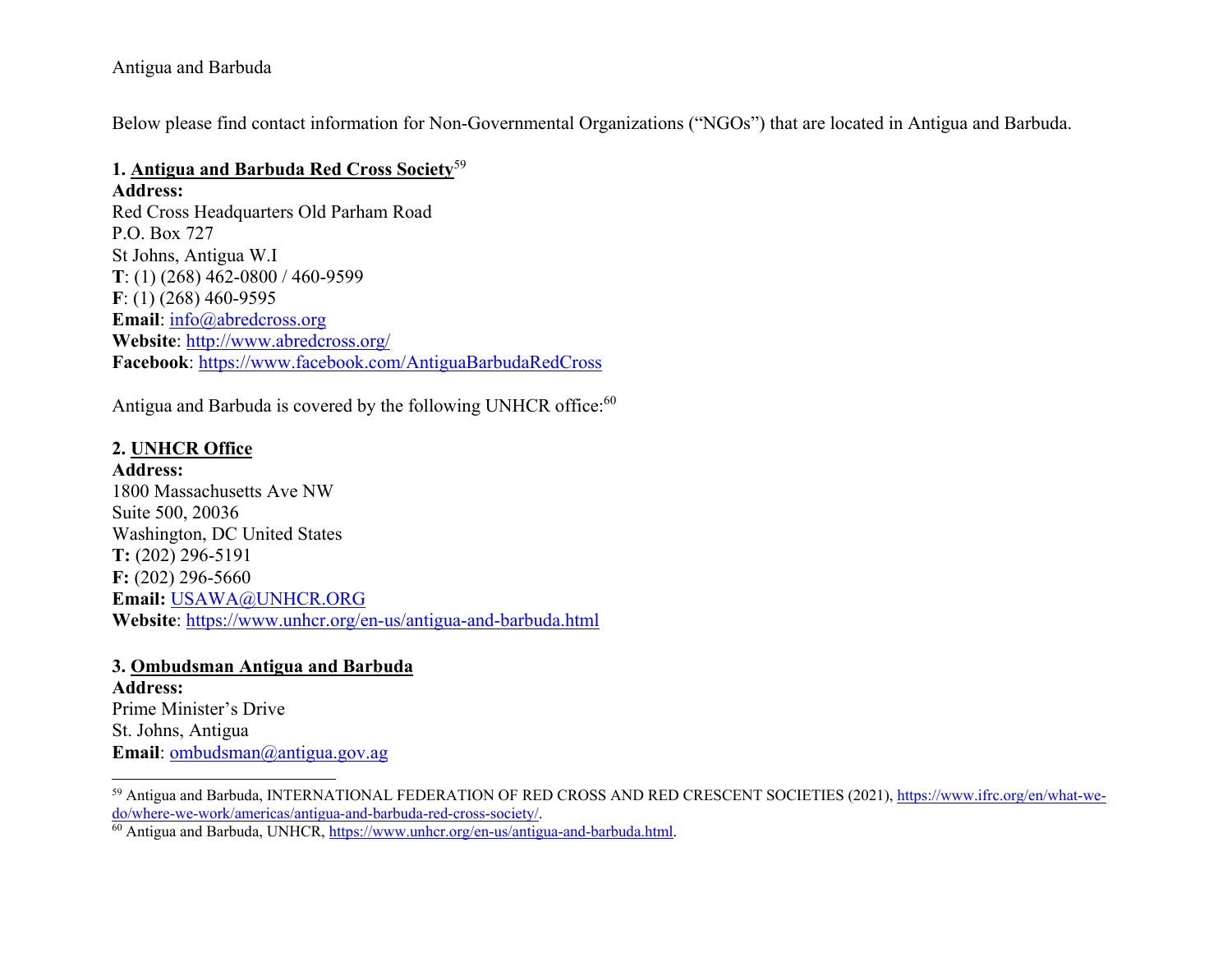Antigua and Barbuda

Below please find contact information for Non-Governmental Organizations ("NGOs") that are located in Antigua and Barbuda.

**1. Antigua and Barbuda Red Cross Society**[59]
**Address:**
Red Cross Headquarters Old Parham Road
P.O. Box 727
St Johns, Antigua W.I
**T**: (1) (268) 462-0800 / 460-9599
**F**: (1) (268) 460-9595
**Email**: info@abredcross.org
**Website**: http://www.abredcross.org/
**Facebook**: https://www.facebook.com/AntiguaBarbudaRedCross

Antigua and Barbuda is covered by the following UNHCR office:[60]

**2. UNHCR Office**
**Address:**
1800 Massachusetts Ave NW
Suite 500, 20036
Washington, DC United States
**T:** (202) 296-5191
**F:** (202) 296-5660
**Email:** USAWA@UNHCR.ORG
**Website**: https://www.unhcr.org/en-us/antigua-and-barbuda.html

**3. Ombudsman Antigua and Barbuda**
**Address:**
Prime Minister's Drive
St. Johns, Antigua
**Email**: ombudsman@antigua.gov.ag

---

[59] Antigua and Barbuda, INTERNATIONAL FEDERATION OF RED CROSS AND RED CRESCENT SOCIETIES (2021), https://www.ifrc.org/en/what-we-do/where-we-work/americas/antigua-and-barbuda-red-cross-society/.

[60] Antigua and Barbuda, UNHCR, https://www.unhcr.org/en-us/antigua-and-barbuda.html.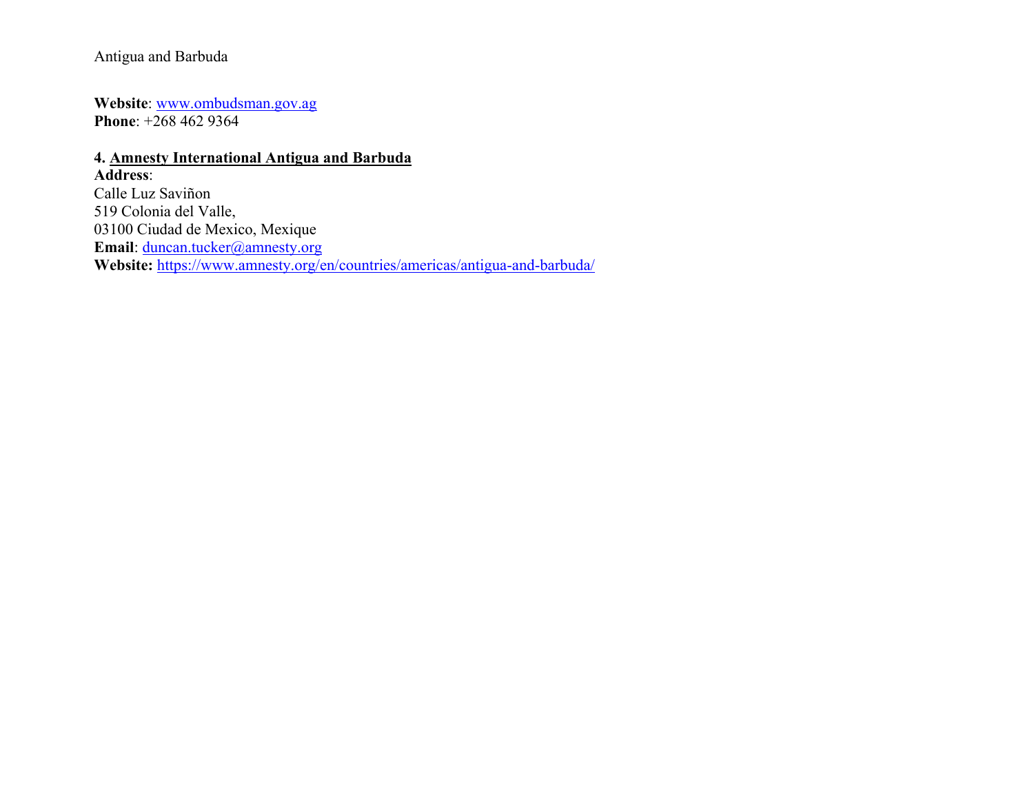Antigua and Barbuda

**Website**: [www.ombudsman.gov.ag](http://www.ombudsman.gov.ag)
**Phone**: +268 462 9364

**4. Amnesty International Antigua and Barbuda**
**Address**:
Calle Luz Saviñon
519 Colonia del Valle,
03100 Ciudad de Mexico, Mexique
**Email**: duncan.tucker@amnesty.org
**Website:** https://www.amnesty.org/en/countries/americas/antigua-and-barbuda/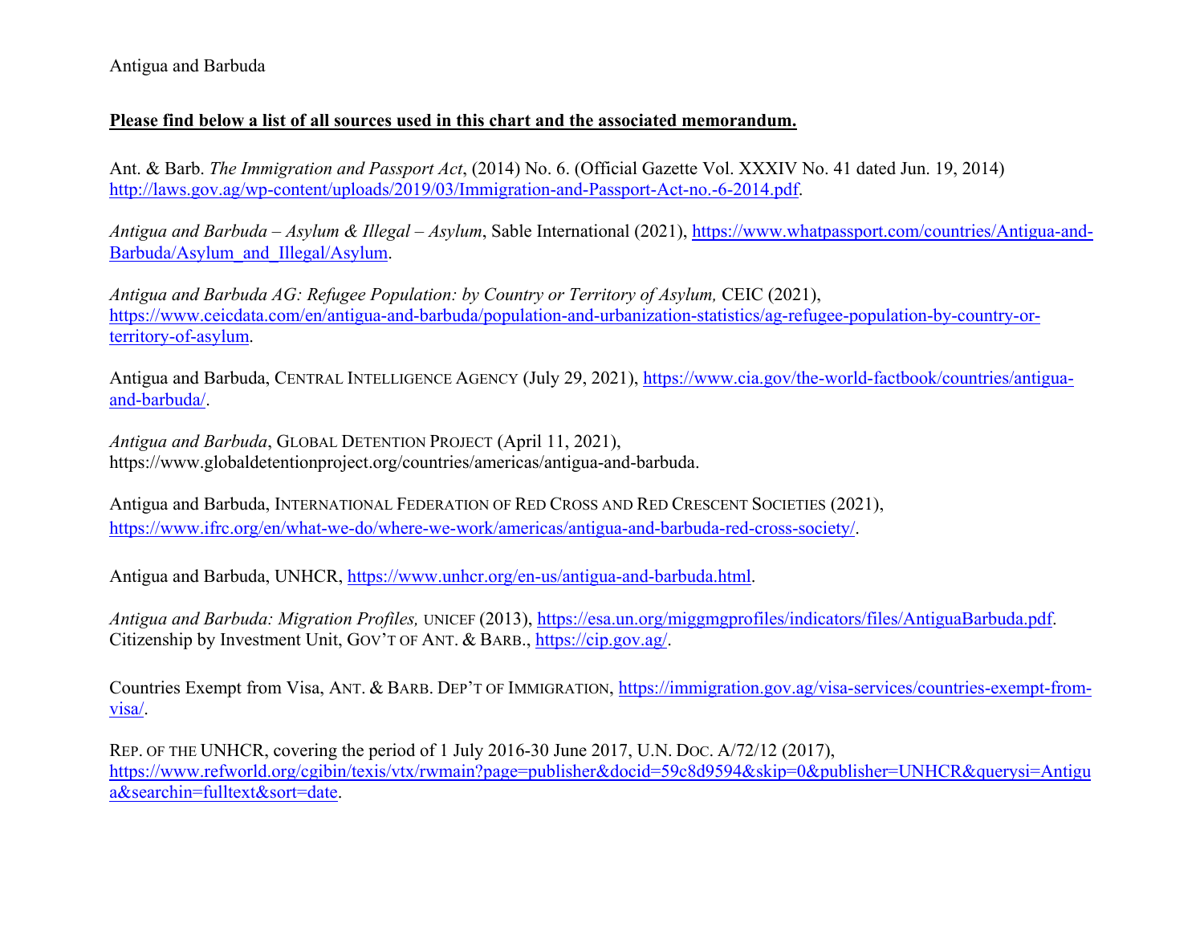Antigua and Barbuda

**Please find below a list of all sources used in this chart and the associated memorandum.**

Ant. & Barb. *The Immigration and Passport Act*, (2014) No. 6. (Official Gazette Vol. XXXIV No. 41 dated Jun. 19, 2014) http://laws.gov.ag/wp-content/uploads/2019/03/Immigration-and-Passport-Act-no.-6-2014.pdf.

*Antigua and Barbuda – Asylum & Illegal – Asylum*, Sable International (2021), https://www.whatpassport.com/countries/Antigua-and-Barbuda/Asylum_and_Illegal/Asylum.

*Antigua and Barbuda AG: Refugee Population: by Country or Territory of Asylum,* CEIC (2021), https://www.ceicdata.com/en/antigua-and-barbuda/population-and-urbanization-statistics/ag-refugee-population-by-country-or-territory-of-asylum.

Antigua and Barbuda, CENTRAL INTELLIGENCE AGENCY (July 29, 2021), https://www.cia.gov/the-world-factbook/countries/antigua-and-barbuda/.

*Antigua and Barbuda*, GLOBAL DETENTION PROJECT (April 11, 2021), https://www.globaldetentionproject.org/countries/americas/antigua-and-barbuda.

Antigua and Barbuda, INTERNATIONAL FEDERATION OF RED CROSS AND RED CRESCENT SOCIETIES (2021), https://www.ifrc.org/en/what-we-do/where-we-work/americas/antigua-and-barbuda-red-cross-society/.

Antigua and Barbuda, UNHCR, https://www.unhcr.org/en-us/antigua-and-barbuda.html.

*Antigua and Barbuda: Migration Profiles,* UNICEF (2013), https://esa.un.org/miggmgprofiles/indicators/files/AntiguaBarbuda.pdf.
Citizenship by Investment Unit, GOV'T OF ANT. & BARB., https://cip.gov.ag/.

Countries Exempt from Visa, ANT. & BARB. DEP'T OF IMMIGRATION, https://immigration.gov.ag/visa-services/countries-exempt-from-visa/.

REP. OF THE UNHCR, covering the period of 1 July 2016-30 June 2017, U.N. DOC. A/72/12 (2017), https://www.refworld.org/cgibin/texis/vtx/rwmain?page=publisher&docid=59c8d9594&skip=0&publisher=UNHCR&querysi=Antigua&searchin=fulltext&sort=date.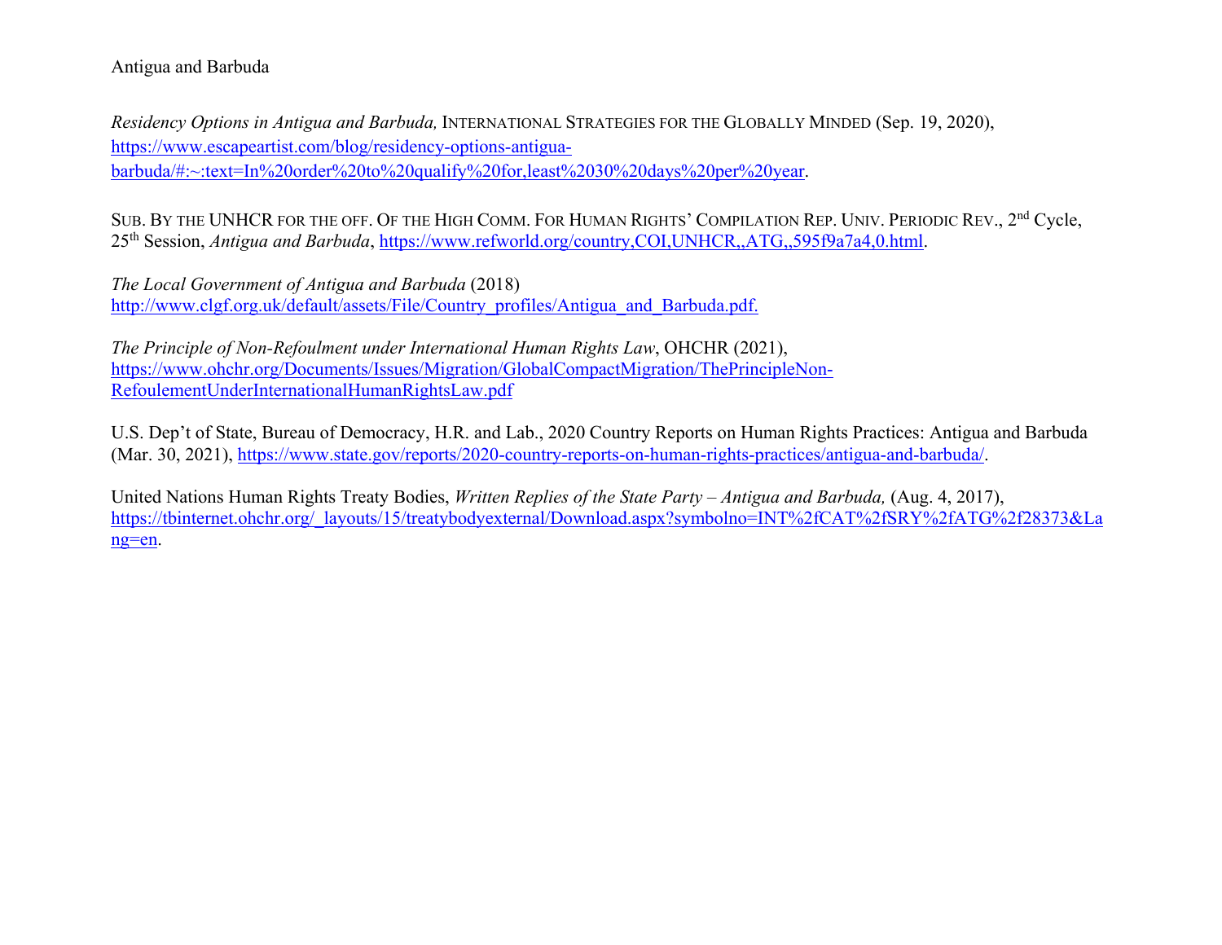Antigua and Barbuda

*Residency Options in Antigua and Barbuda,* INTERNATIONAL STRATEGIES FOR THE GLOBALLY MINDED (Sep. 19, 2020), https://www.escapeartist.com/blog/residency-options-antigua-barbuda/#:~:text=In%20order%20to%20qualify%20for,least%2030%20days%20per%20year.

SUB. BY THE UNHCR FOR THE OFF. OF THE HIGH COMM. FOR HUMAN RIGHTS' COMPILATION REP. UNIV. PERIODIC REV., 2nd Cycle, 25th Session, *Antigua and Barbuda*, https://www.refworld.org/country,COI,UNHCR,,ATG,,595f9a7a4,0.html.

*The Local Government of Antigua and Barbuda* (2018) http://www.clgf.org.uk/default/assets/File/Country_profiles/Antigua_and_Barbuda.pdf.

*The Principle of Non-Refoulment under International Human Rights Law*, OHCHR (2021), https://www.ohchr.org/Documents/Issues/Migration/GlobalCompactMigration/ThePrincipleNon-RefoulementUnderInternationalHumanRightsLaw.pdf

U.S. Dep't of State, Bureau of Democracy, H.R. and Lab., 2020 Country Reports on Human Rights Practices: Antigua and Barbuda (Mar. 30, 2021), https://www.state.gov/reports/2020-country-reports-on-human-rights-practices/antigua-and-barbuda/.

United Nations Human Rights Treaty Bodies, *Written Replies of the State Party – Antigua and Barbuda,* (Aug. 4, 2017), https://tbinternet.ohchr.org/_layouts/15/treatybodyexternal/Download.aspx?symbolno=INT%2fCAT%2fSRY%2fATG%2f28373&Lang=en.